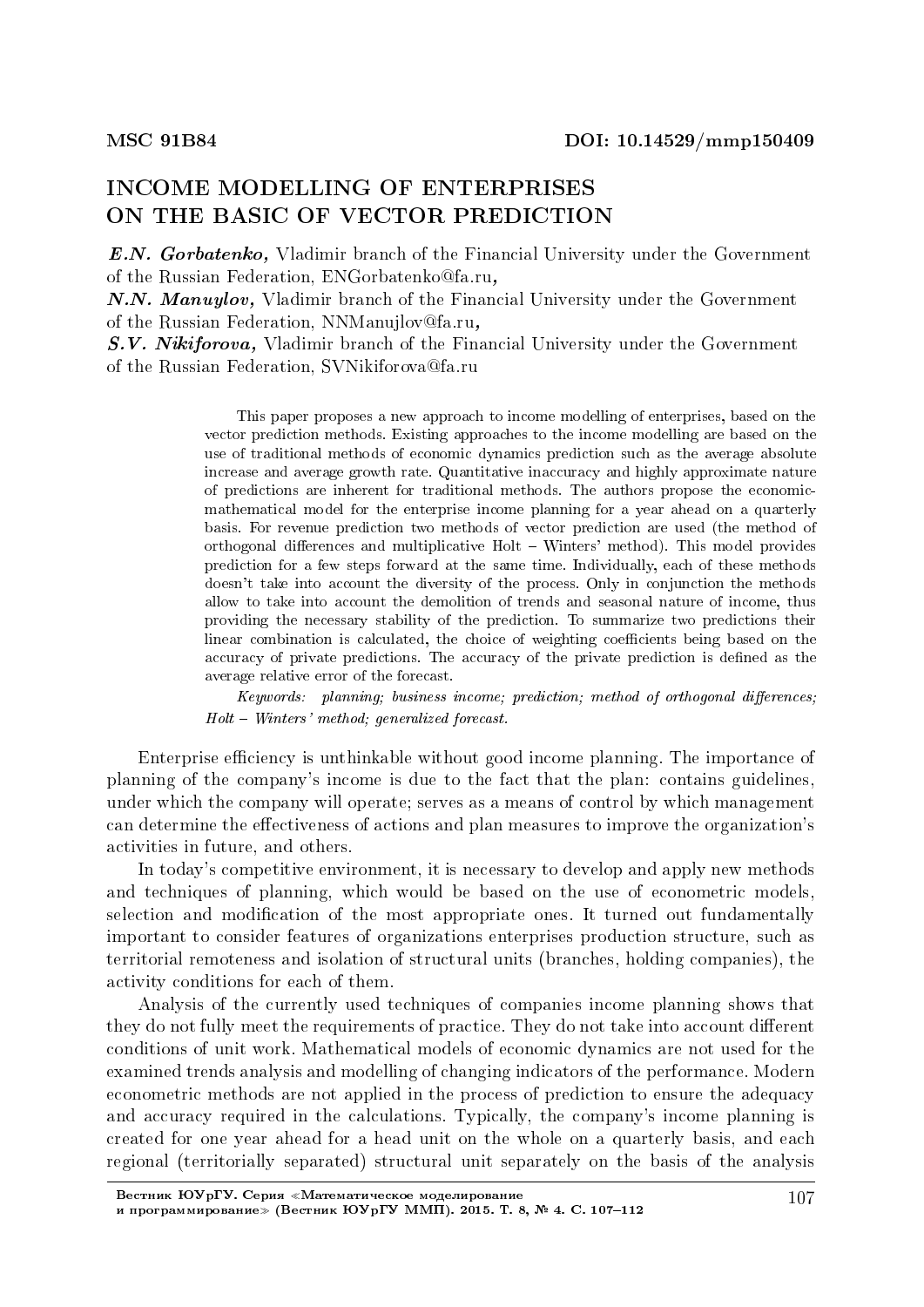MSC 91B84 DOI: 10.14529/mmp150409

# INCOME MODELLING OF ENTERPRISES ON THE BASIC OF VECTOR PREDICTION

***E.N. Gorbatenko,*** Vladimir branch of the Financial University under the Government of the Russian Federation, ENGorbatenko@fa.ru**,**

***N.N. Manuylov,*** Vladimir branch of the Financial University under the Government of the Russian Federation, NNManujlov@fa.ru**,**

***S.V. Nikiforova,*** Vladimir branch of the Financial University under the Government of the Russian Federation, SVNikiforova@fa.ru

This paper proposes a new approach to income modelling of enterprises, based on the vector prediction methods. Existing approaches to the income modelling are based on the use of traditional methods of economic dynamics prediction such as the average absolute increase and average growth rate. Quantitative inaccuracy and highly approximate nature of predictions are inherent for traditional methods. The authors propose the economic-mathematical model for the enterprise income planning for a year ahead on a quarterly basis. For revenue prediction two methods of vector prediction are used (the method of orthogonal differences and multiplicative Holt – Winters' method). This model provides prediction for a few steps forward at the same time. Individually, each of these methods doesn't take into account the diversity of the process. Only in conjunction the methods allow to take into account the demolition of trends and seasonal nature of income, thus providing the necessary stability of the prediction. To summarize two predictions their linear combination is calculated, the choice of weighting coefficients being based on the accuracy of private predictions. The accuracy of the private prediction is defined as the average relative error of the forecast.

*Keywords: planning; business income; prediction; method of orthogonal differences; Holt – Winters' method; generalized forecast.*

Enterprise efficiency is unthinkable without good income planning. The importance of planning of the company's income is due to the fact that the plan: contains guidelines, under which the company will operate; serves as a means of control by which management can determine the effectiveness of actions and plan measures to improve the organization's activities in future, and others.

In today's competitive environment, it is necessary to develop and apply new methods and techniques of planning, which would be based on the use of econometric models, selection and modification of the most appropriate ones. It turned out fundamentally important to consider features of organizations enterprises production structure, such as territorial remoteness and isolation of structural units (branches, holding companies), the activity conditions for each of them.

Analysis of the currently used techniques of companies income planning shows that they do not fully meet the requirements of practice. They do not take into account different conditions of unit work. Mathematical models of economic dynamics are not used for the examined trends analysis and modelling of changing indicators of the performance. Modern econometric methods are not applied in the process of prediction to ensure the adequacy and accuracy required in the calculations. Typically, the company's income planning is created for one year ahead for a head unit on the whole on a quarterly basis, and each regional (territorially separated) structural unit separately on the basis of the analysis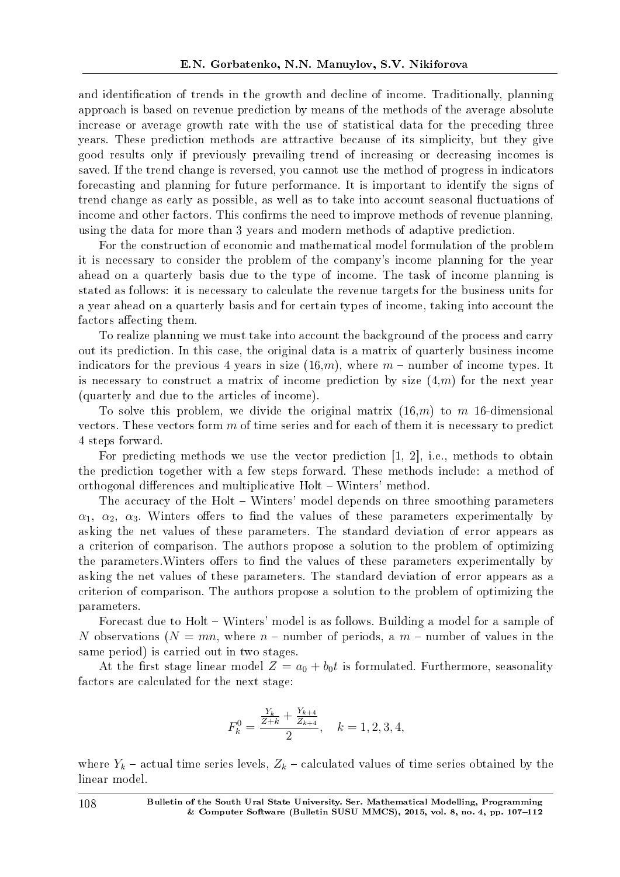and identification of trends in the growth and decline of income. Traditionally, planning approach is based on revenue prediction by means of the methods of the average absolute increase or average growth rate with the use of statistical data for the preceding three years. These prediction methods are attractive because of its simplicity, but they give good results only if previously prevailing trend of increasing or decreasing incomes is saved. If the trend change is reversed, you cannot use the method of progress in indicators forecasting and planning for future performance. It is important to identify the signs of trend change as early as possible, as well as to take into account seasonal fluctuations of income and other factors. This confirms the need to improve methods of revenue planning, using the data for more than 3 years and modern methods of adaptive prediction.

For the construction of economic and mathematical model formulation of the problem it is necessary to consider the problem of the company's income planning for the year ahead on a quarterly basis due to the type of income. The task of income planning is stated as follows: it is necessary to calculate the revenue targets for the business units for a year ahead on a quarterly basis and for certain types of income, taking into account the factors affecting them.

To realize planning we must take into account the background of the process and carry out its prediction. In this case, the original data is a matrix of quarterly business income indicators for the previous 4 years in size $(16,m)$, where $m$ – number of income types. It is necessary to construct a matrix of income prediction by size $(4,m)$ for the next year (quarterly and due to the articles of income).

To solve this problem, we divide the original matrix $(16,m)$ to $m$ 16-dimensional vectors. These vectors form $m$ of time series and for each of them it is necessary to predict 4 steps forward.

For predicting methods we use the vector prediction [1, 2], i.e., methods to obtain the prediction together with a few steps forward. These methods include: a method of orthogonal differences and multiplicative Holt – Winters' method.

The accuracy of the Holt – Winters' model depends on three smoothing parameters $\alpha_1$, $\alpha_2$, $\alpha_3$. Winters offers to find the values of these parameters experimentally by asking the net values of these parameters. The standard deviation of error appears as a criterion of comparison. The authors propose a solution to the problem of optimizing the parameters.Winters offers to find the values of these parameters experimentally by asking the net values of these parameters. The standard deviation of error appears as a criterion of comparison. The authors propose a solution to the problem of optimizing the parameters.

Forecast due to Holt – Winters' model is as follows. Building a model for a sample of $N$ observations ($N = mn$, where $n$ – number of periods, a $m$ – number of values in the same period) is carried out in two stages.

At the first stage linear model $Z = a_0 + b_0 t$ is formulated. Furthermore, seasonality factors are calculated for the next stage:

$$F_k^0 = \frac{\frac{Y_k}{Z+k} + \frac{Y_{k+4}}{Z_{k+4}}}{2}, \quad k = 1, 2, 3, 4,$$

where $Y_k$ – actual time series levels, $Z_k$ – calculated values of time series obtained by the linear model.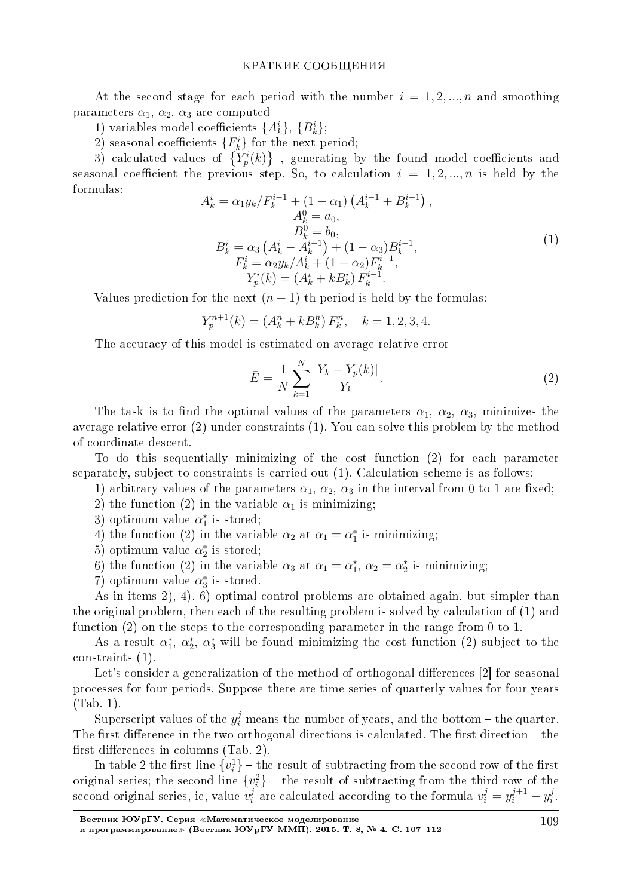At the second stage for each period with the number $i = 1, 2, ..., n$ and smoothing parameters $\alpha_1$, $\alpha_2$, $\alpha_3$ are computed

1) variables model coefficients $\{A_k^i\}$, $\{B_k^i\}$;

2) seasonal coefficients $\{F_k^i\}$ for the next period;

3) calculated values of $\left\{Y_p^i(k)\right\}$ , generating by the found model coefficients and seasonal coefficient the previous step. So, to calculation $i = 1, 2, ..., n$ is held by the formulas:

$$
\begin{gathered}
A_k^i = \alpha_1 y_k / F_k^{i-1} + (1 - \alpha_1)\left(A_k^{i-1} + B_k^{i-1}\right), \\
A_k^0 = a_0, \\
B_k^0 = b_0, \\
B_k^i = \alpha_3\left(A_k^i - A_k^{i-1}\right) + (1 - \alpha_3) B_k^{i-1}, \\
F_k^i = \alpha_2 y_k / A_k^i + (1 - \alpha_2) F_k^{i-1}, \\
Y_p^i(k) = \left(A_k^i + k B_k^i\right) F_k^{i-1}.
\end{gathered}
\tag{1}
$$

Values prediction for the next $(n+1)$-th period is held by the formulas:

$$
Y_p^{n+1}(k) = \left(A_k^n + k B_k^n\right) F_k^n, \quad k = 1, 2, 3, 4.
$$

The accuracy of this model is estimated on average relative error

$$
\bar{E} = \frac{1}{N} \sum_{k=1}^{N} \frac{|Y_k - Y_p(k)|}{Y_k}. \tag{2}
$$

The task is to find the optimal values of the parameters $\alpha_1$, $\alpha_2$, $\alpha_3$, minimizes the average relative error (2) under constraints (1). You can solve this problem by the method of coordinate descent.

To do this sequentially minimizing of the cost function (2) for each parameter separately, subject to constraints is carried out (1). Calculation scheme is as follows:

1) arbitrary values of the parameters $\alpha_1$, $\alpha_2$, $\alpha_3$ in the interval from 0 to 1 are fixed;

2) the function (2) in the variable $\alpha_1$ is minimizing;

3) optimum value $\alpha_1^*$ is stored;

4) the function (2) in the variable $\alpha_2$ at $\alpha_1 = \alpha_1^*$ is minimizing;

5) optimum value $\alpha_2^*$ is stored;

6) the function (2) in the variable $\alpha_3$ at $\alpha_1 = \alpha_1^*$, $\alpha_2 = \alpha_2^*$ is minimizing;

7) optimum value $\alpha_3^*$ is stored.

As in items 2), 4), 6) optimal control problems are obtained again, but simpler than the original problem, then each of the resulting problem is solved by calculation of (1) and function (2) on the steps to the corresponding parameter in the range from 0 to 1.

As a result $\alpha_1^*$, $\alpha_2^*$, $\alpha_3^*$ will be found minimizing the cost function (2) subject to the constraints (1).

Let's consider a generalization of the method of orthogonal differences [2] for seasonal processes for four periods. Suppose there are time series of quarterly values for four years (Tab. 1).

Superscript values of the $y_i^j$ means the number of years, and the bottom – the quarter. The first difference in the two orthogonal directions is calculated. The first direction – the first differences in columns (Tab. 2).

In table 2 the first line $\{v_i^1\}$ – the result of subtracting from the second row of the first original series; the second line $\{v_i^2\}$ – the result of subtracting from the third row of the second original series, ie, value $v_i^j$ are calculated according to the formula $v_i^j = y_i^{j+1} - y_i^j$.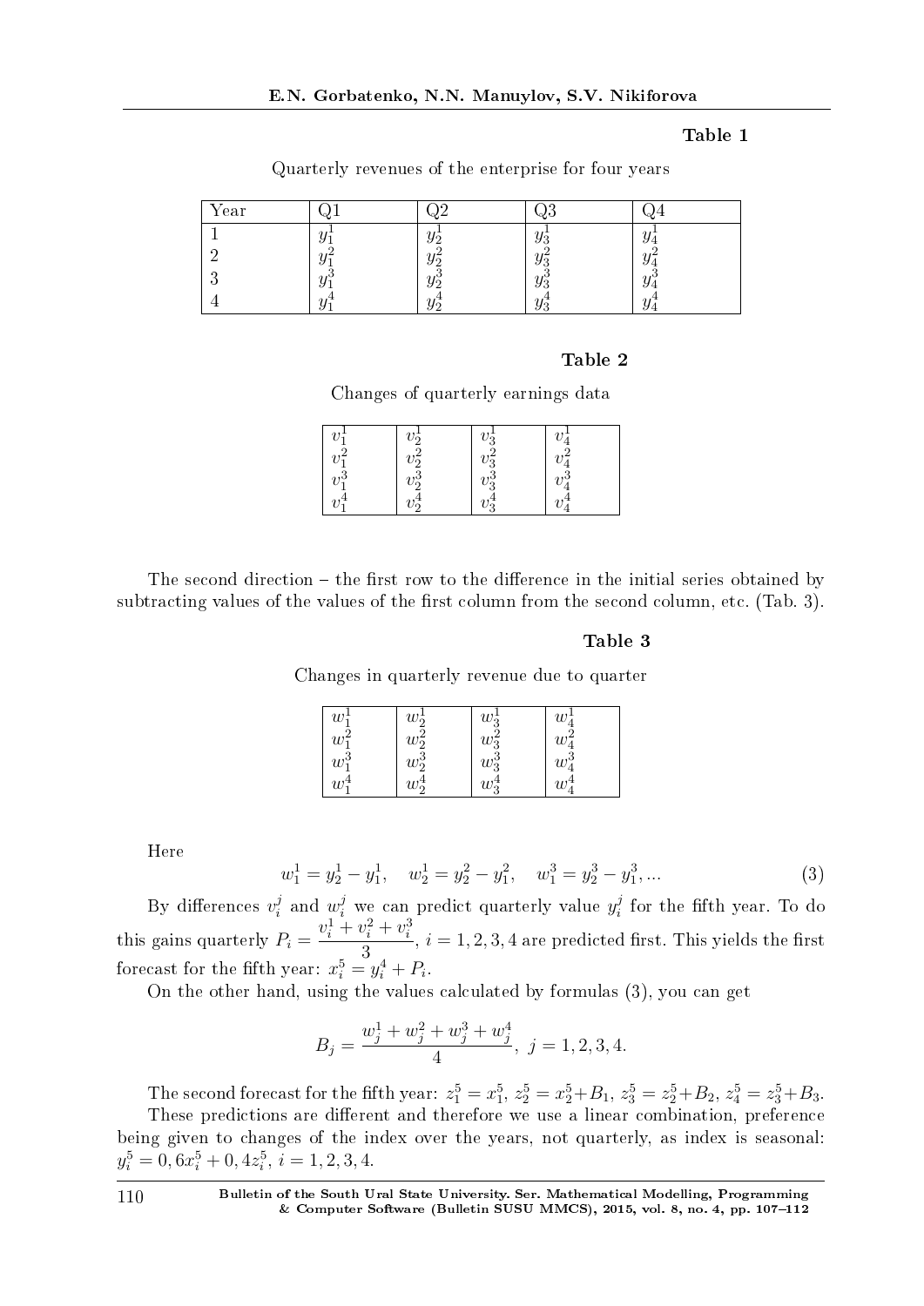**Table 1**

Quarterly revenues of the enterprise for four years

| Year | Q1 | Q2 | Q3 | Q4 |
|---|---|---|---|---|
| 1 | $y_1^1$ | $y_2^1$ | $y_3^1$ | $y_4^1$ |
| 2 | $y_1^2$ | $y_2^2$ | $y_3^2$ | $y_4^2$ |
| 3 | $y_1^3$ | $y_2^3$ | $y_3^3$ | $y_4^3$ |
| 4 | $y_1^4$ | $y_2^4$ | $y_3^4$ | $y_4^4$ |

**Table 2**

Changes of quarterly earnings data

| | | | |
|---|---|---|---|
| $v_1^1$ | $v_2^1$ | $v_3^1$ | $v_4^1$ |
| $v_1^2$ | $v_2^2$ | $v_3^2$ | $v_4^2$ |
| $v_1^3$ | $v_2^3$ | $v_3^3$ | $v_4^3$ |
| $v_1^4$ | $v_2^4$ | $v_3^4$ | $v_4^4$ |

The second direction – the first row to the difference in the initial series obtained by subtracting values of the values of the first column from the second column, etc. (Tab. 3).

**Table 3**

Changes in quarterly revenue due to quarter

| | | | |
|---|---|---|---|
| $w_1^1$ | $w_2^1$ | $w_3^1$ | $w_4^1$ |
| $w_1^2$ | $w_2^2$ | $w_3^2$ | $w_4^2$ |
| $w_1^3$ | $w_2^3$ | $w_3^3$ | $w_4^3$ |
| $w_1^4$ | $w_2^4$ | $w_3^4$ | $w_4^4$ |

Here

$$w_1^1 = y_2^1 - y_1^1, \quad w_2^1 = y_2^2 - y_1^2, \quad w_1^3 = y_2^3 - y_1^3, ... \tag{3}$$

By differences $v_i^j$ and $w_i^j$ we can predict quarterly value $y_i^j$ for the fifth year. To do this gains quarterly $P_i = \dfrac{v_i^1 + v_i^2 + v_i^3}{3}$, $i = 1, 2, 3, 4$ are predicted first. This yields the first forecast for the fifth year: $x_i^5 = y_i^4 + P_i$.

On the other hand, using the values calculated by formulas (3), you can get

$$B_j = \frac{w_j^1 + w_j^2 + w_j^3 + w_j^4}{4}, \; j = 1, 2, 3, 4.$$

The second forecast for the fifth year: $z_1^5 = x_1^5$, $z_2^5 = x_2^5 + B_1$, $z_3^5 = z_2^5 + B_2$, $z_4^5 = z_3^5 + B_3$.

These predictions are different and therefore we use a linear combination, preference being given to changes of the index over the years, not quarterly, as index is seasonal: $y_i^5 = 0,6x_i^5 + 0,4z_i^5$, $i = 1, 2, 3, 4$.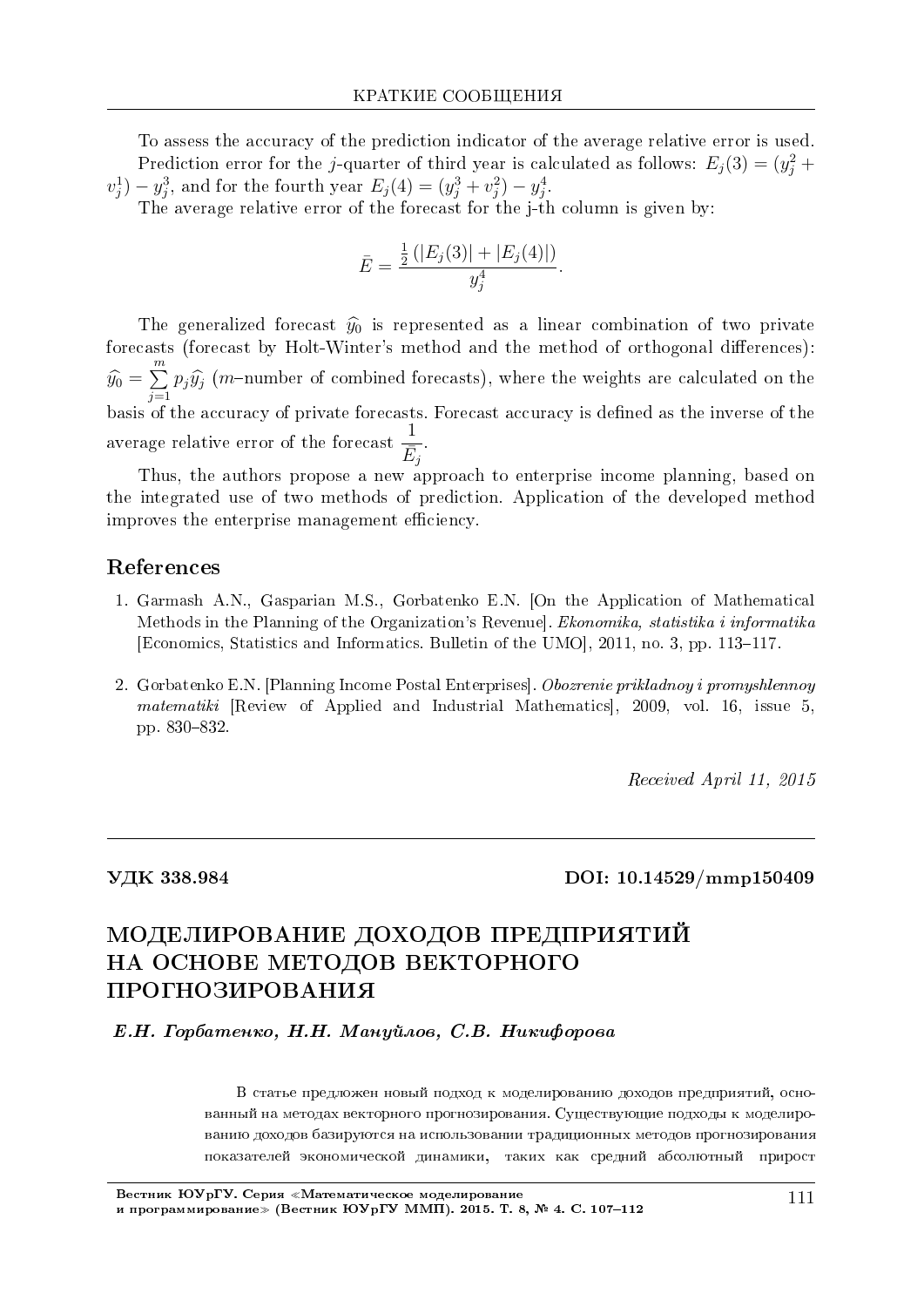To assess the accuracy of the prediction indicator of the average relative error is used.

Prediction error for the $j$-quarter of third year is calculated as follows: $E_j(3) = (y_j^2 + v_j^1) - y_j^3$, and for the fourth year $E_j(4) = (y_j^3 + v_j^2) - y_j^4$.

The average relative error of the forecast for the j-th column is given by:

$$\bar{E} = \frac{\frac{1}{2}\left(|E_j(3)| + |E_j(4)|\right)}{y_j^4}.$$

The generalized forecast $\widehat{y_0}$ is represented as a linear combination of two private forecasts (forecast by Holt-Winter's method and the method of orthogonal differences): $\widehat{y_0} = \sum\limits_{j=1}^{m} p_j \widehat{y_j}$ ($m$–number of combined forecasts), where the weights are calculated on the basis of the accuracy of private forecasts. Forecast accuracy is defined as the inverse of the average relative error of the forecast $\dfrac{1}{\bar{E}_j}$.

Thus, the authors propose a new approach to enterprise income planning, based on the integrated use of two methods of prediction. Application of the developed method improves the enterprise management efficiency.

## References

1. Garmash A.N., Gasparian M.S., Gorbatenko E.N. [On the Application of Mathematical Methods in the Planning of the Organization's Revenue]. *Ekonomika, statistika i informatika* [Economics, Statistics and Informatics. Bulletin of the UMO], 2011, no. 3, pp. 113–117.

2. Gorbatenko E.N. [Planning Income Postal Enterprises]. *Obozrenie prikladnoy i promyshlennoy matematiki* [Review of Applied and Industrial Mathematics], 2009, vol. 16, issue 5, pp. 830–832.

*Received April 11, 2015*

---

**УДК 338.984** **DOI: 10.14529/mmp150409**

# МОДЕЛИРОВАНИЕ ДОХОДОВ ПРЕДПРИЯТИЙ НА ОСНОВЕ МЕТОДОВ ВЕКТОРНОГО ПРОГНОЗИРОВАНИЯ

***Е.Н. Горбатенко, Н.Н. Мануйлов, С.В. Никифорова***

В статье предложен новый подход к моделированию доходов предприятий, основанный на методах векторного прогнозирования. Существующие подходы к моделированию доходов базируются на использовании традиционных методов прогнозирования показателей экономической динамики, таких как средний абсолютный прирост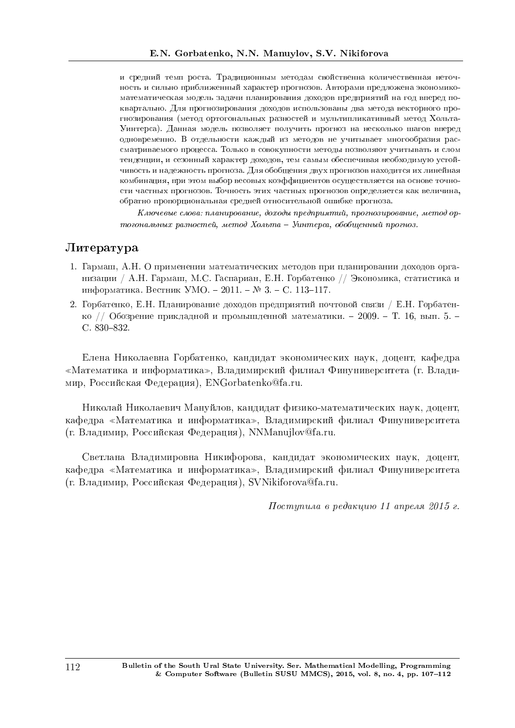и средний темп роста. Традиционным методам свойственна количественная неточность и сильно приближенный характер прогнозов. Авторами предложена экономико-математическая модель задачи планирования доходов предприятий на год вперед поквартально. Для прогнозирования доходов использованы два метода векторного прогнозирования (метод ортогональных разностей и мультипликативный метод Хольта-Уинтерса). Данная модель позволяет получить прогноз на несколько шагов вперед одновременно. В отдельности каждый из методов не учитывает многообразия рассматриваемого процесса. Только в совокупности методы позволяют учитывать и слом тенденции, и сезонный характер доходов, тем самым обеспечивая необходимую устойчивость и надежность прогноза. Для обобщения двух прогнозов находится их линейная комбинация, при этом выбор весовых коэффициентов осуществляется на основе точности частных прогнозов. Точность этих частных прогнозов определяется как величина, обратно пропорциональная средней относительной ошибке прогноза.

*Ключевые слова: планирование, доходы предприятий, прогнозирование, метод ортогональных разностей, метод Хольта – Уинтерса, обобщенный прогноз.*

## Литература

1. Гармаш, А.Н. О применении математических методов при планировании доходов организации / А.Н. Гармаш, М.С. Гаспариан, Е.Н. Горбатенко // Экономика, статистика и информатика. Вестник УМО. – 2011. – № 3. – С. 113–117.
2. Горбатенко, Е.Н. Планирование доходов предприятий почтовой связи / Е.Н. Горбатенко // Обозрение прикладной и промышленной математики. – 2009. – Т. 16, вып. 5. – С. 830–832.

Елена Николаевна Горбатенко, кандидат экономических наук, доцент, кафедра «Математика и информатика», Владимирский филиал Финуниверситета (г. Владимир, Российская Федерация), ENGorbatenko@fa.ru.

Николай Николаевич Мануйлов, кандидат физико-математических наук, доцент, кафедра «Математика и информатика», Владимирский филиал Финуниверситета (г. Владимир, Российская Федерация), NNManujlov@fa.ru.

Светлана Владимировна Никифорова, кандидат экономических наук, доцент, кафедра «Математика и информатика», Владимирский филиал Финуниверситета (г. Владимир, Российская Федерация), SVNikiforova@fa.ru.

*Поступила в редакцию 11 апреля 2015 г.*